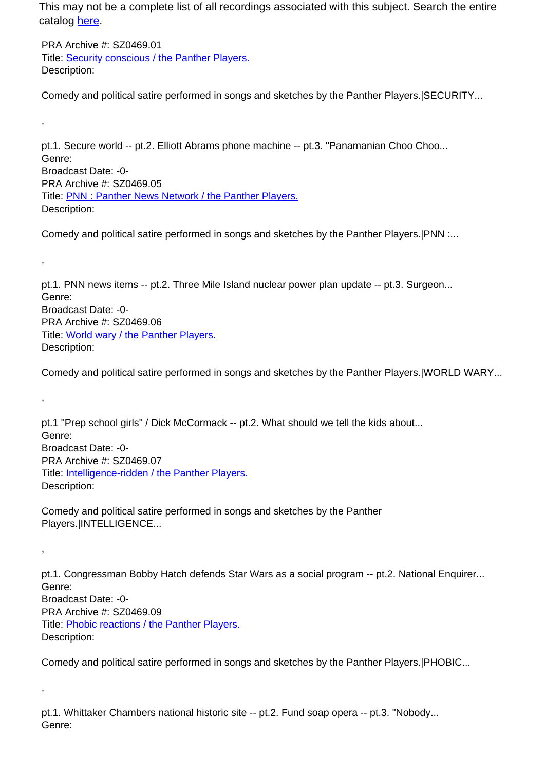This may not be a complete list of all recordings associated with this subject. Search the entire catalog here.

PRA Archive #: SZ0469.01
Title: Security conscious / the Panther Players.
Description:

Comedy and political satire performed in songs and sketches by the Panther Players.|SECURITY...

,

pt.1. Secure world -- pt.2. Elliott Abrams phone machine -- pt.3. "Panamanian Choo Choo...
Genre:
Broadcast Date: -0-
PRA Archive #: SZ0469.05
Title: PNN : Panther News Network / the Panther Players.
Description:

Comedy and political satire performed in songs and sketches by the Panther Players.|PNN :...

,

pt.1. PNN news items -- pt.2. Three Mile Island nuclear power plan update -- pt.3. Surgeon...
Genre:
Broadcast Date: -0-
PRA Archive #: SZ0469.06
Title: World wary / the Panther Players.
Description:

Comedy and political satire performed in songs and sketches by the Panther Players.|WORLD WARY...

,

pt.1 "Prep school girls" / Dick McCormack -- pt.2. What should we tell the kids about...
Genre:
Broadcast Date: -0-
PRA Archive #: SZ0469.07
Title: Intelligence-ridden / the Panther Players.
Description:

Comedy and political satire performed in songs and sketches by the Panther Players.|INTELLIGENCE...

,

pt.1. Congressman Bobby Hatch defends Star Wars as a social program -- pt.2. National Enquirer...
Genre:
Broadcast Date: -0-
PRA Archive #: SZ0469.09
Title: Phobic reactions / the Panther Players.
Description:

Comedy and political satire performed in songs and sketches by the Panther Players.|PHOBIC...

,

pt.1. Whittaker Chambers national historic site -- pt.2. Fund soap opera -- pt.3. "Nobody...
Genre: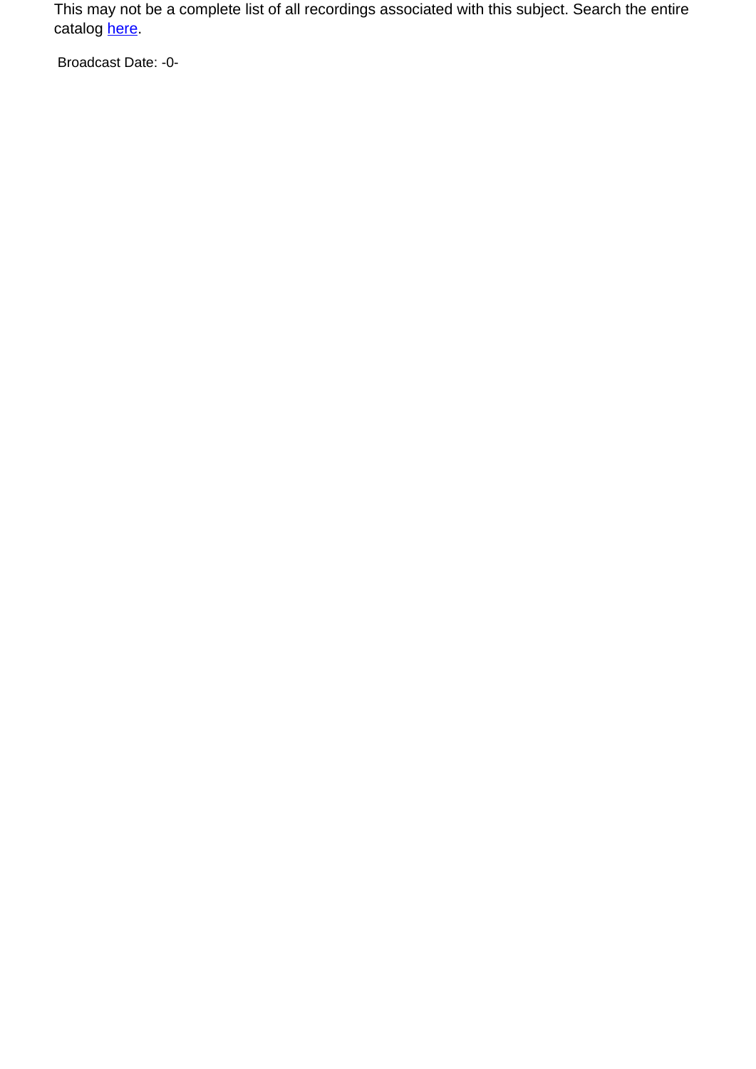This may not be a complete list of all recordings associated with this subject. Search the entire catalog here.

Broadcast Date: -0-